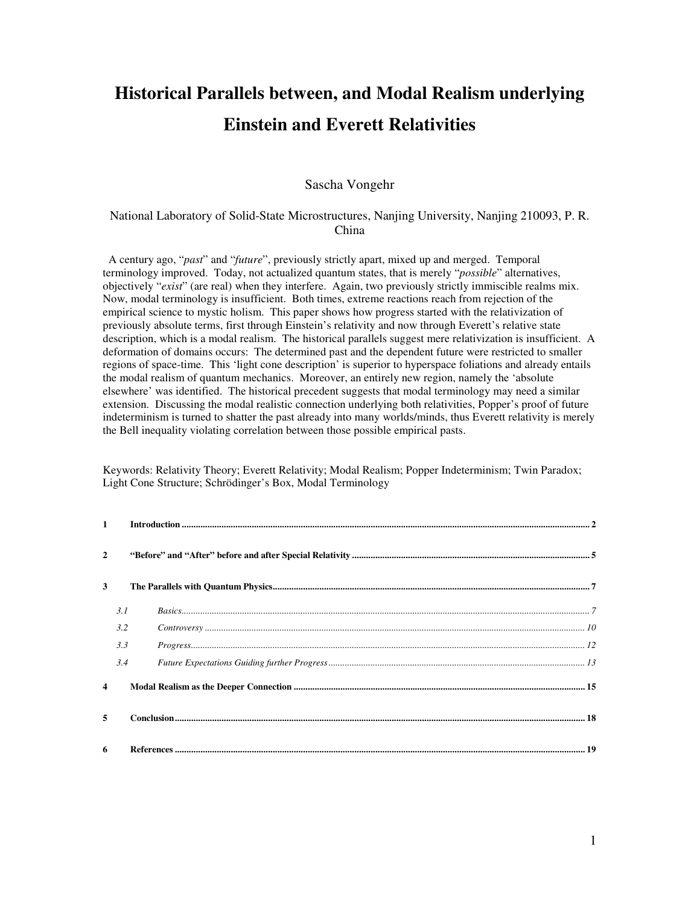# Historical Parallels between, and Modal Realism underlying Einstein and Everett Relativities

Sascha Vongehr

National Laboratory of Solid-State Microstructures, Nanjing University, Nanjing 210093, P. R. China

A century ago, "*past*" and "*future*", previously strictly apart, mixed up and merged. Temporal terminology improved. Today, not actualized quantum states, that is merely "*possible*" alternatives, objectively "*exist*" (are real) when they interfere. Again, two previously strictly immiscible realms mix. Now, modal terminology is insufficient. Both times, extreme reactions reach from rejection of the empirical science to mystic holism. This paper shows how progress started with the relativization of previously absolute terms, first through Einstein's relativity and now through Everett's relative state description, which is a modal realism. The historical parallels suggest mere relativization is insufficient. A deformation of domains occurs: The determined past and the dependent future were restricted to smaller regions of space-time. This 'light cone description' is superior to hyperspace foliations and already entails the modal realism of quantum mechanics. Moreover, an entirely new region, namely the 'absolute elsewhere' was identified. The historical precedent suggests that modal terminology may need a similar extension. Discussing the modal realistic connection underlying both relativities, Popper's proof of future indeterminism is turned to shatter the past already into many worlds/minds, thus Everett relativity is merely the Bell inequality violating correlation between those possible empirical pasts.

Keywords: Relativity Theory; Everett Relativity; Modal Realism; Popper Indeterminism; Twin Paradox; Light Cone Structure; Schrödinger's Box, Modal Terminology

- **1 Introduction** ..... 2
- **2 "Before" and "After" before and after Special Relativity** ..... 5
- **3 The Parallels with Quantum Physics** ..... 7
  - *3.1 Basics* ..... 7
  - *3.2 Controversy* ..... 10
  - *3.3 Progress* ..... 12
  - *3.4 Future Expectations Guiding further Progress* ..... 13
- **4 Modal Realism as the Deeper Connection** ..... 15
- **5 Conclusion** ..... 18
- **6 References** ..... 19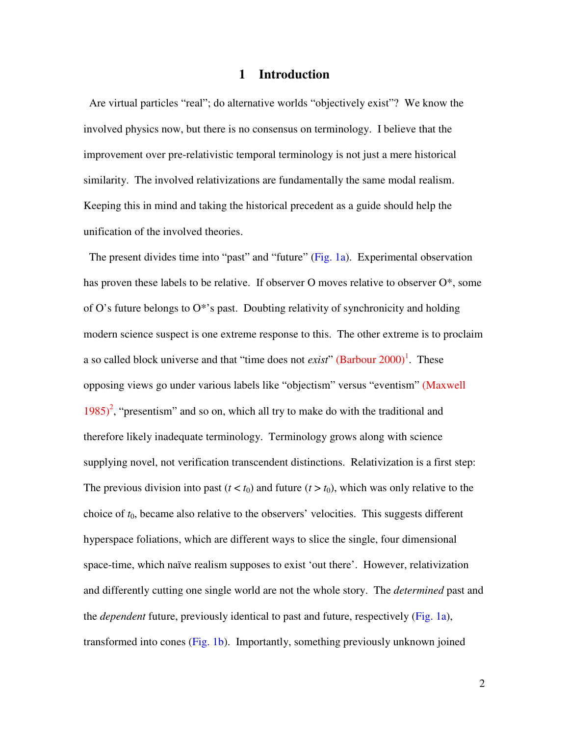# 1 Introduction

Are virtual particles "real"; do alternative worlds "objectively exist"? We know the involved physics now, but there is no consensus on terminology. I believe that the improvement over pre-relativistic temporal terminology is not just a mere historical similarity. The involved relativizations are fundamentally the same modal realism. Keeping this in mind and taking the historical precedent as a guide should help the unification of the involved theories.

The present divides time into "past" and "future" (Fig. 1a). Experimental observation has proven these labels to be relative. If observer O moves relative to observer O*, some of O's future belongs to O*'s past. Doubting relativity of synchronicity and holding modern science suspect is one extreme response to this. The other extreme is to proclaim a so called block universe and that "time does not *exist*" (Barbour 2000)[1]. These opposing views go under various labels like "objectism" versus "eventism" (Maxwell 1985)[2], "presentism" and so on, which all try to make do with the traditional and therefore likely inadequate terminology. Terminology grows along with science supplying novel, not verification transcendent distinctions. Relativization is a first step: The previous division into past ($t < t_0$) and future ($t > t_0$), which was only relative to the choice of $t_0$, became also relative to the observers' velocities. This suggests different hyperspace foliations, which are different ways to slice the single, four dimensional space-time, which naïve realism supposes to exist 'out there'. However, relativization and differently cutting one single world are not the whole story. The *determined* past and the *dependent* future, previously identical to past and future, respectively (Fig. 1a), transformed into cones (Fig. 1b). Importantly, something previously unknown joined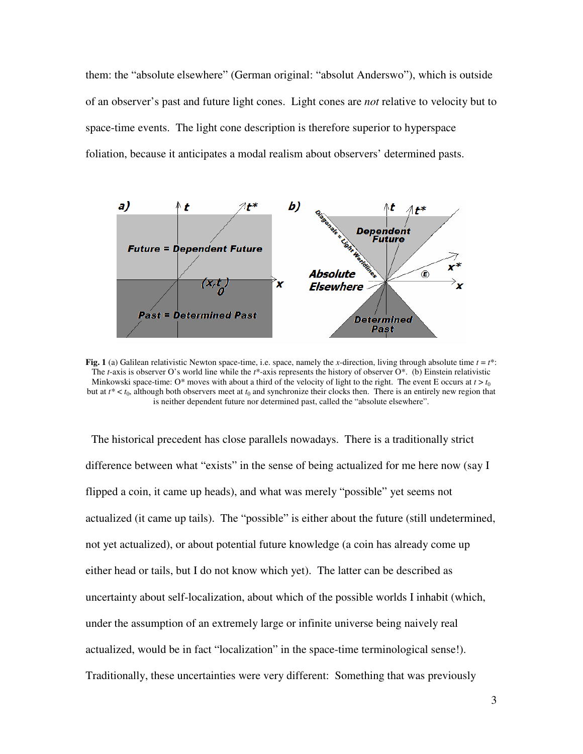them: the “absolute elsewhere” (German original: “absolut Anderswo”), which is outside of an observer’s past and future light cones. Light cones are *not* relative to velocity but to space-time events. The light cone description is therefore superior to hyperspace foliation, because it anticipates a modal realism about observers’ determined pasts.

**Fig. 1** (a) Galilean relativistic Newton space-time, i.e. space, namely the $x$-direction, living through absolute time $t = t^*$: The $t$-axis is observer O’s world line while the $t^*$-axis represents the history of observer O*. (b) Einstein relativistic Minkowski space-time: O* moves with about a third of the velocity of light to the right. The event E occurs at $t > t_0$ but at $t^* < t_0$, although both observers meet at $t_0$ and synchronize their clocks then. There is an entirely new region that is neither dependent future nor determined past, called the “absolute elsewhere”.

The historical precedent has close parallels nowadays. There is a traditionally strict difference between what “exists” in the sense of being actualized for me here now (say I flipped a coin, it came up heads), and what was merely “possible” yet seems not actualized (it came up tails). The “possible” is either about the future (still undetermined, not yet actualized), or about potential future knowledge (a coin has already come up either head or tails, but I do not know which yet). The latter can be described as uncertainty about self-localization, about which of the possible worlds I inhabit (which, under the assumption of an extremely large or infinite universe being naively real actualized, would be in fact “localization” in the space-time terminological sense!). Traditionally, these uncertainties were very different: Something that was previously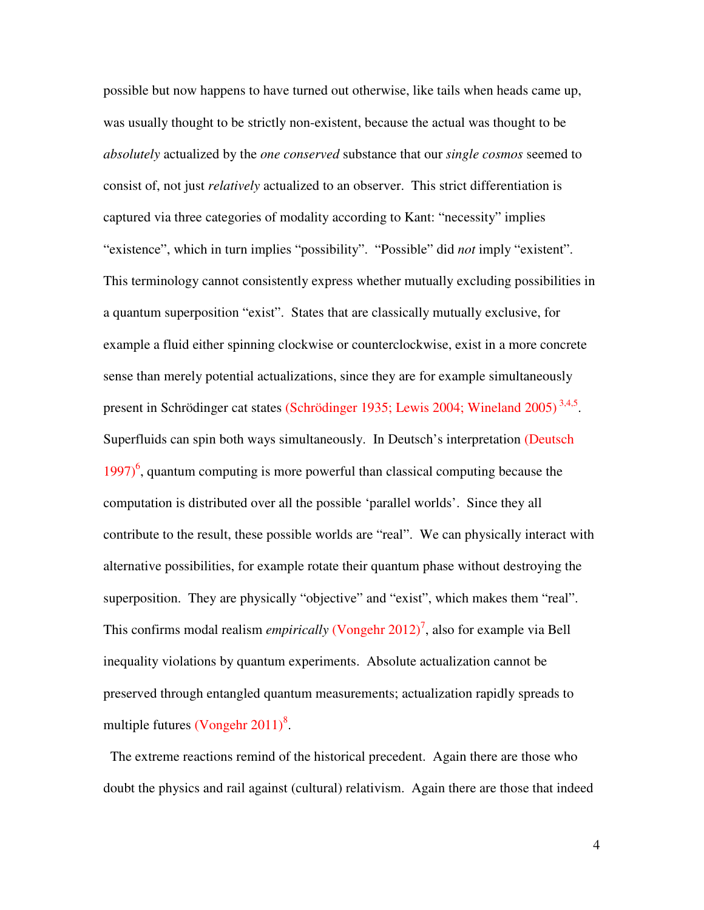possible but now happens to have turned out otherwise, like tails when heads came up, was usually thought to be strictly non-existent, because the actual was thought to be *absolutely* actualized by the *one conserved* substance that our *single cosmos* seemed to consist of, not just *relatively* actualized to an observer. This strict differentiation is captured via three categories of modality according to Kant: "necessity" implies "existence", which in turn implies "possibility". "Possible" did *not* imply "existent". This terminology cannot consistently express whether mutually excluding possibilities in a quantum superposition "exist". States that are classically mutually exclusive, for example a fluid either spinning clockwise or counterclockwise, exist in a more concrete sense than merely potential actualizations, since they are for example simultaneously present in Schrödinger cat states (Schrödinger 1935; Lewis 2004; Wineland 2005) [3,4,5]. Superfluids can spin both ways simultaneously. In Deutsch's interpretation (Deutsch 1997)[6], quantum computing is more powerful than classical computing because the computation is distributed over all the possible 'parallel worlds'. Since they all contribute to the result, these possible worlds are "real". We can physically interact with alternative possibilities, for example rotate their quantum phase without destroying the superposition. They are physically "objective" and "exist", which makes them "real". This confirms modal realism *empirically* (Vongehr 2012)[7], also for example via Bell inequality violations by quantum experiments. Absolute actualization cannot be preserved through entangled quantum measurements; actualization rapidly spreads to multiple futures (Vongehr 2011)[8].

The extreme reactions remind of the historical precedent. Again there are those who doubt the physics and rail against (cultural) relativism. Again there are those that indeed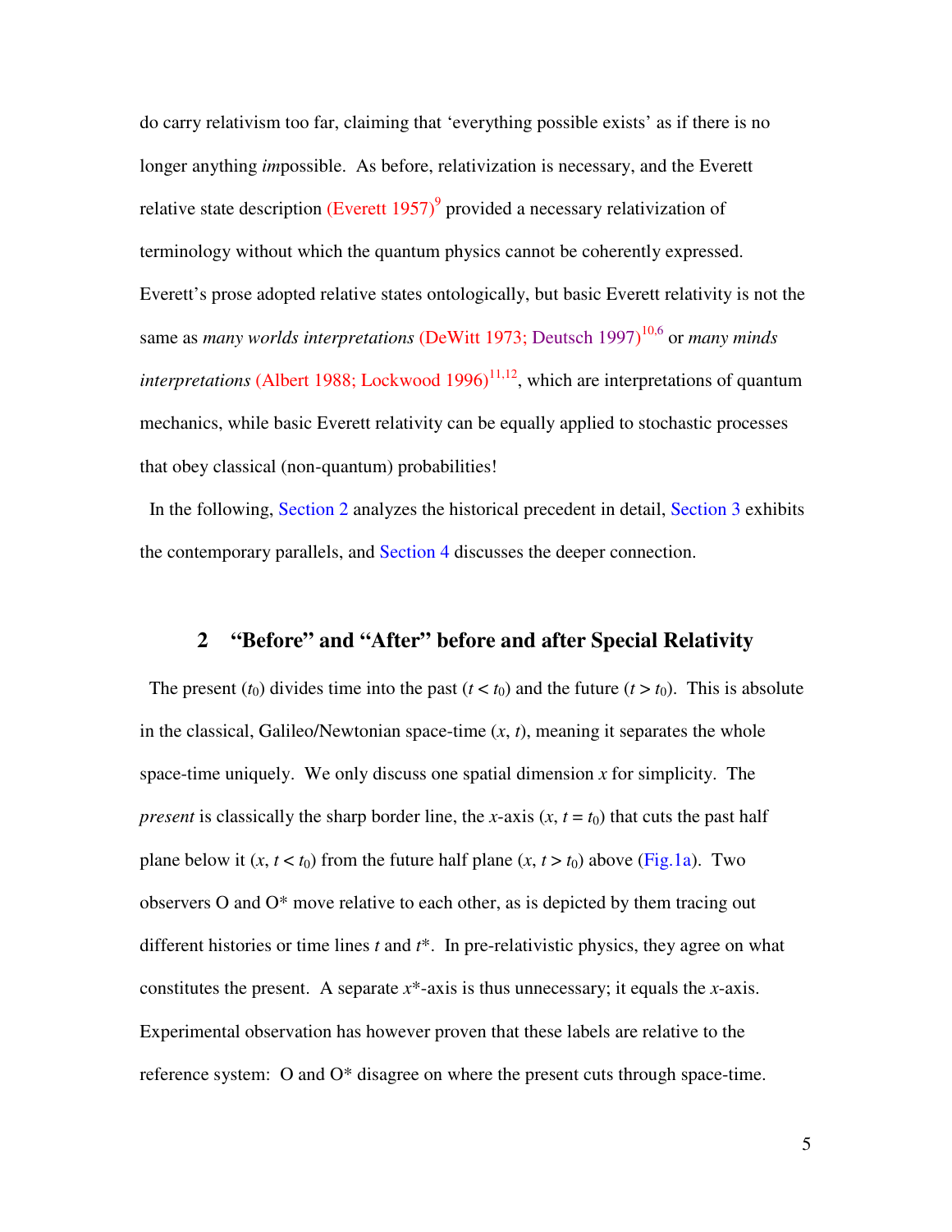do carry relativism too far, claiming that ‘everything possible exists’ as if there is no longer anything *im*possible. As before, relativization is necessary, and the Everett relative state description (Everett 1957)[9] provided a necessary relativization of terminology without which the quantum physics cannot be coherently expressed. Everett’s prose adopted relative states ontologically, but basic Everett relativity is not the same as *many worlds interpretations* (DeWitt 1973; Deutsch 1997)[10,6] or *many minds interpretations* (Albert 1988; Lockwood 1996)[11,12], which are interpretations of quantum mechanics, while basic Everett relativity can be equally applied to stochastic processes that obey classical (non-quantum) probabilities!

In the following, Section 2 analyzes the historical precedent in detail, Section 3 exhibits the contemporary parallels, and Section 4 discusses the deeper connection.

## 2 “Before” and “After” before and after Special Relativity

The present ($t_0$) divides time into the past ($t < t_0$) and the future ($t > t_0$). This is absolute in the classical, Galileo/Newtonian space-time ($x$, $t$), meaning it separates the whole space-time uniquely. We only discuss one spatial dimension $x$ for simplicity. The *present* is classically the sharp border line, the $x$-axis ($x$, $t = t_0$) that cuts the past half plane below it ($x$, $t < t_0$) from the future half plane ($x$, $t > t_0$) above (Fig.1a). Two observers O and O* move relative to each other, as is depicted by them tracing out different histories or time lines $t$ and $t^*$. In pre-relativistic physics, they agree on what constitutes the present. A separate $x^*$-axis is thus unnecessary; it equals the $x$-axis. Experimental observation has however proven that these labels are relative to the reference system: O and O* disagree on where the present cuts through space-time.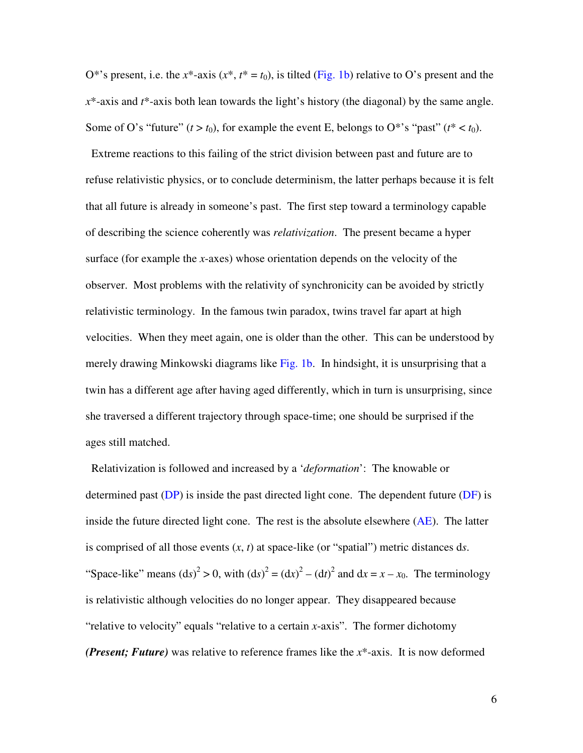O*'s present, i.e. the $x^*$-axis ($x^*$, $t^* = t_0$), is tilted (Fig. 1b) relative to O's present and the $x^*$-axis and $t^*$-axis both lean towards the light's history (the diagonal) by the same angle. Some of O's "future" ($t > t_0$), for example the event E, belongs to O*'s "past" ($t^* < t_0$).

Extreme reactions to this failing of the strict division between past and future are to refuse relativistic physics, or to conclude determinism, the latter perhaps because it is felt that all future is already in someone's past. The first step toward a terminology capable of describing the science coherently was *relativization*. The present became a hyper surface (for example the $x$-axes) whose orientation depends on the velocity of the observer. Most problems with the relativity of synchronicity can be avoided by strictly relativistic terminology. In the famous twin paradox, twins travel far apart at high velocities. When they meet again, one is older than the other. This can be understood by merely drawing Minkowski diagrams like Fig. 1b. In hindsight, it is unsurprising that a twin has a different age after having aged differently, which in turn is unsurprising, since she traversed a different trajectory through space-time; one should be surprised if the ages still matched.

Relativization is followed and increased by a '*deformation*': The knowable or determined past (DP) is inside the past directed light cone. The dependent future (DF) is inside the future directed light cone. The rest is the absolute elsewhere (AE). The latter is comprised of all those events ($x$, $t$) at space-like (or "spatial") metric distances d$s$. "Space-like" means $(\mathrm{d}s)^2 > 0$, with $(\mathrm{d}s)^2 = (\mathrm{d}x)^2 - (\mathrm{d}t)^2$ and $\mathrm{d}x = x - x_0$. The terminology is relativistic although velocities do no longer appear. They disappeared because "relative to velocity" equals "relative to a certain $x$-axis". The former dichotomy ***(Present; Future)*** was relative to reference frames like the $x^*$-axis. It is now deformed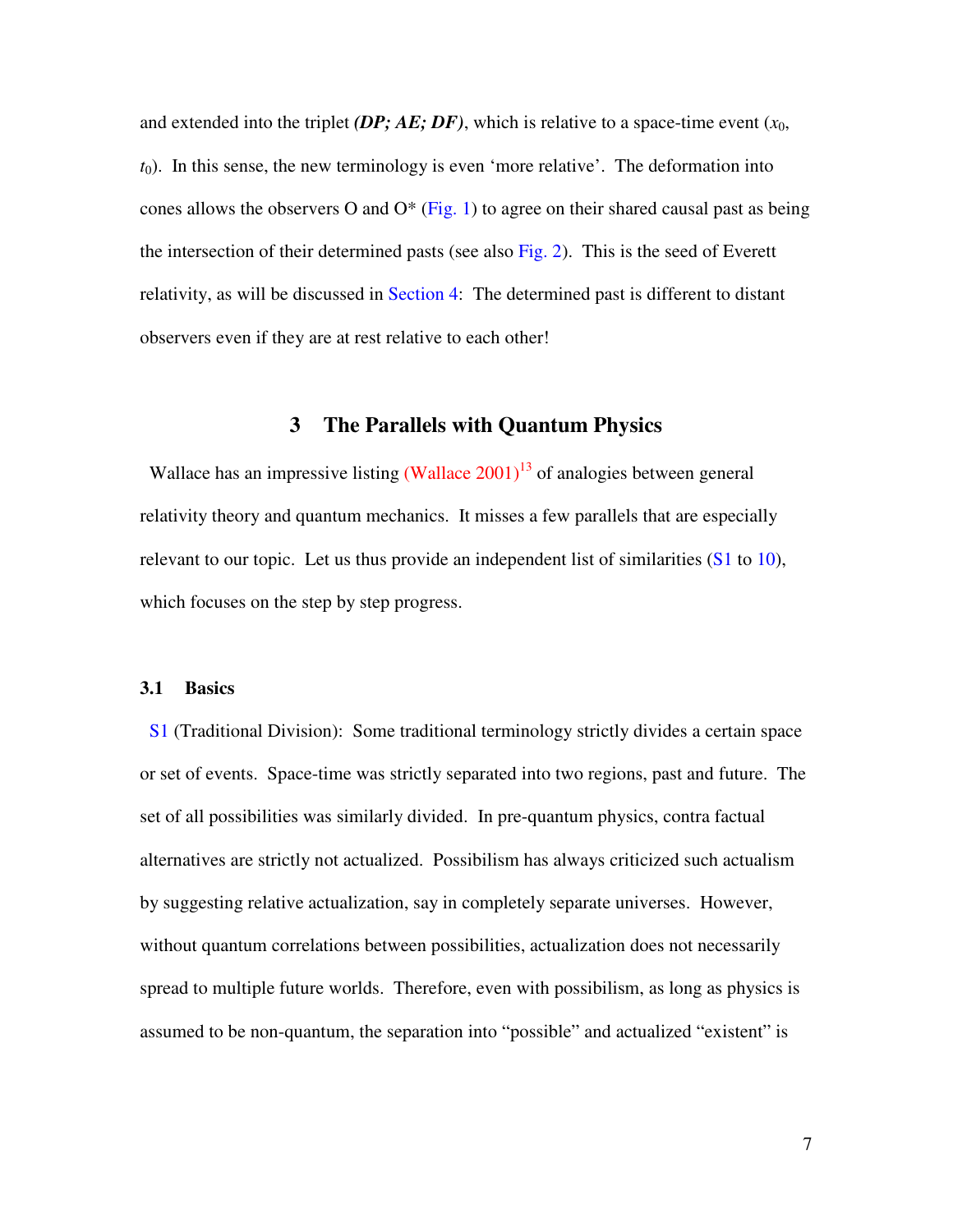and extended into the triplet ***(DP; AE; DF)***, which is relative to a space-time event ($x_0$, $t_0$). In this sense, the new terminology is even 'more relative'. The deformation into cones allows the observers O and O* (Fig. 1) to agree on their shared causal past as being the intersection of their determined pasts (see also Fig. 2). This is the seed of Everett relativity, as will be discussed in Section 4: The determined past is different to distant observers even if they are at rest relative to each other!

## 3 The Parallels with Quantum Physics

Wallace has an impressive listing (Wallace 2001)[13] of analogies between general relativity theory and quantum mechanics. It misses a few parallels that are especially relevant to our topic. Let us thus provide an independent list of similarities (S1 to 10), which focuses on the step by step progress.

### 3.1 Basics

S1 (Traditional Division): Some traditional terminology strictly divides a certain space or set of events. Space-time was strictly separated into two regions, past and future. The set of all possibilities was similarly divided. In pre-quantum physics, contra factual alternatives are strictly not actualized. Possibilism has always criticized such actualism by suggesting relative actualization, say in completely separate universes. However, without quantum correlations between possibilities, actualization does not necessarily spread to multiple future worlds. Therefore, even with possibilism, as long as physics is assumed to be non-quantum, the separation into "possible" and actualized "existent" is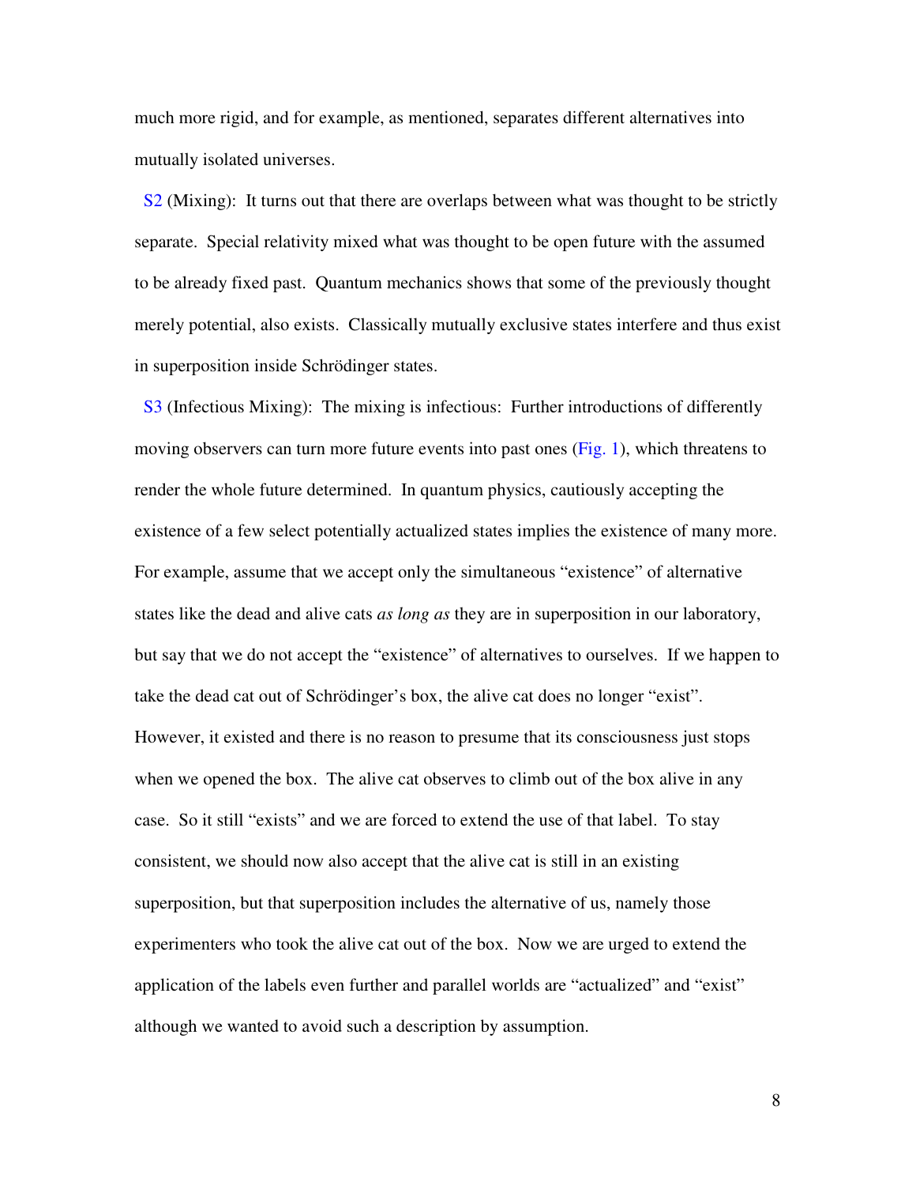much more rigid, and for example, as mentioned, separates different alternatives into mutually isolated universes.

S2 (Mixing): It turns out that there are overlaps between what was thought to be strictly separate. Special relativity mixed what was thought to be open future with the assumed to be already fixed past. Quantum mechanics shows that some of the previously thought merely potential, also exists. Classically mutually exclusive states interfere and thus exist in superposition inside Schrödinger states.

S3 (Infectious Mixing): The mixing is infectious: Further introductions of differently moving observers can turn more future events into past ones (Fig. 1), which threatens to render the whole future determined. In quantum physics, cautiously accepting the existence of a few select potentially actualized states implies the existence of many more. For example, assume that we accept only the simultaneous "existence" of alternative states like the dead and alive cats *as long as* they are in superposition in our laboratory, but say that we do not accept the "existence" of alternatives to ourselves. If we happen to take the dead cat out of Schrödinger's box, the alive cat does no longer "exist". However, it existed and there is no reason to presume that its consciousness just stops when we opened the box. The alive cat observes to climb out of the box alive in any case. So it still "exists" and we are forced to extend the use of that label. To stay consistent, we should now also accept that the alive cat is still in an existing superposition, but that superposition includes the alternative of us, namely those experimenters who took the alive cat out of the box. Now we are urged to extend the application of the labels even further and parallel worlds are "actualized" and "exist" although we wanted to avoid such a description by assumption.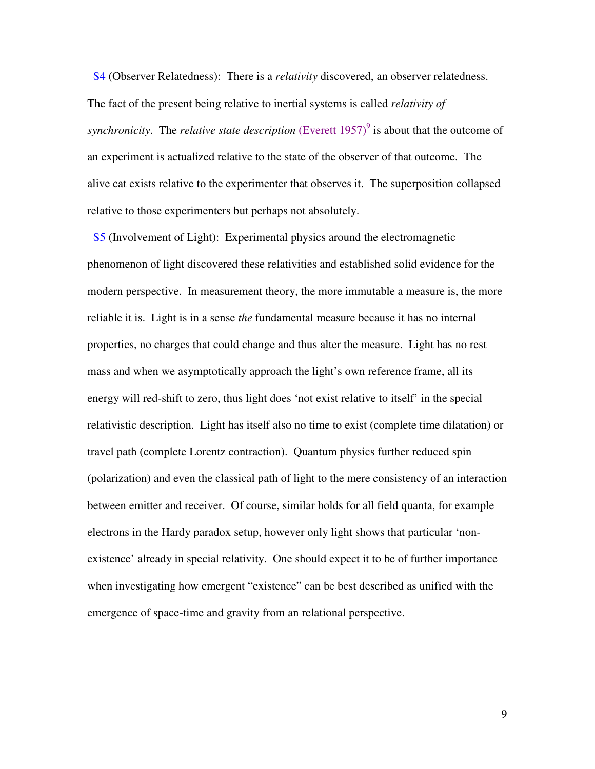S4 (Observer Relatedness): There is a *relativity* discovered, an observer relatedness. The fact of the present being relative to inertial systems is called *relativity of synchronicity*. The *relative state description* (Everett 1957)[9] is about that the outcome of an experiment is actualized relative to the state of the observer of that outcome. The alive cat exists relative to the experimenter that observes it. The superposition collapsed relative to those experimenters but perhaps not absolutely.

S5 (Involvement of Light): Experimental physics around the electromagnetic phenomenon of light discovered these relativities and established solid evidence for the modern perspective. In measurement theory, the more immutable a measure is, the more reliable it is. Light is in a sense *the* fundamental measure because it has no internal properties, no charges that could change and thus alter the measure. Light has no rest mass and when we asymptotically approach the light's own reference frame, all its energy will red-shift to zero, thus light does 'not exist relative to itself' in the special relativistic description. Light has itself also no time to exist (complete time dilatation) or travel path (complete Lorentz contraction). Quantum physics further reduced spin (polarization) and even the classical path of light to the mere consistency of an interaction between emitter and receiver. Of course, similar holds for all field quanta, for example electrons in the Hardy paradox setup, however only light shows that particular 'non-existence' already in special relativity. One should expect it to be of further importance when investigating how emergent "existence" can be best described as unified with the emergence of space-time and gravity from an relational perspective.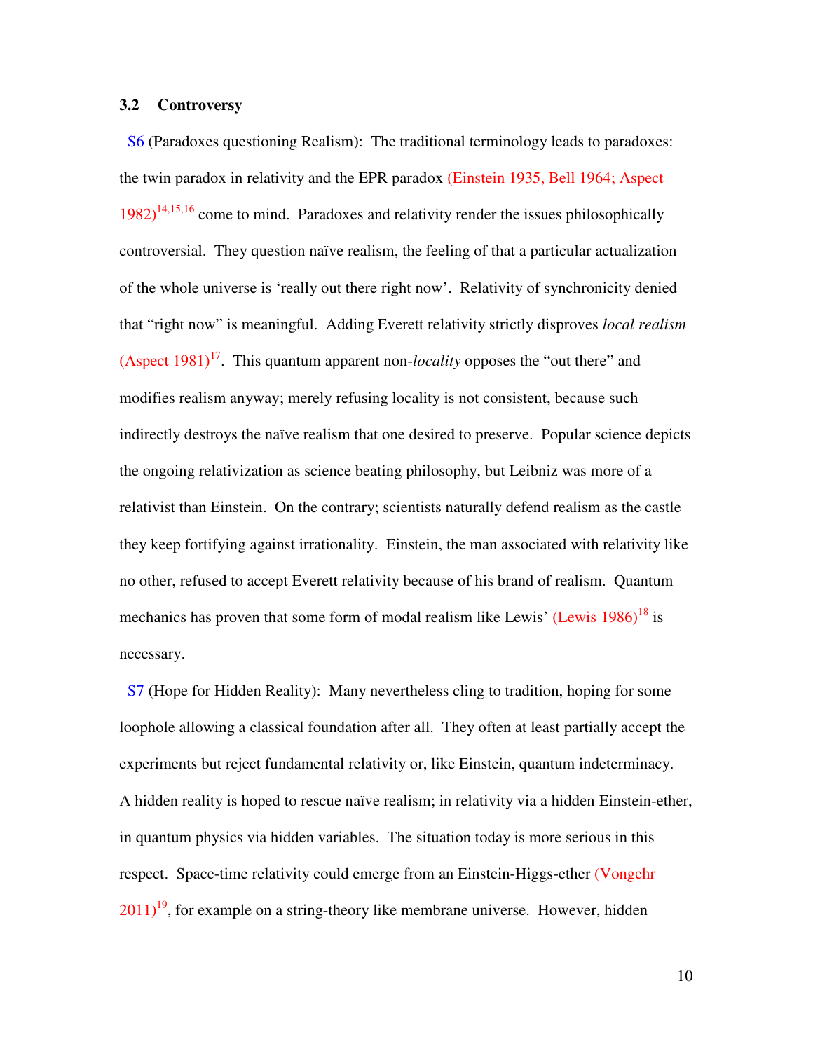### 3.2 Controversy

S6 (Paradoxes questioning Realism): The traditional terminology leads to paradoxes: the twin paradox in relativity and the EPR paradox (Einstein 1935, Bell 1964; Aspect 1982)[14,15,16] come to mind. Paradoxes and relativity render the issues philosophically controversial. They question naïve realism, the feeling of that a particular actualization of the whole universe is 'really out there right now'. Relativity of synchronicity denied that "right now" is meaningful. Adding Everett relativity strictly disproves *local realism* (Aspect 1981)[17]. This quantum apparent non-*locality* opposes the "out there" and modifies realism anyway; merely refusing locality is not consistent, because such indirectly destroys the naïve realism that one desired to preserve. Popular science depicts the ongoing relativization as science beating philosophy, but Leibniz was more of a relativist than Einstein. On the contrary; scientists naturally defend realism as the castle they keep fortifying against irrationality. Einstein, the man associated with relativity like no other, refused to accept Everett relativity because of his brand of realism. Quantum mechanics has proven that some form of modal realism like Lewis' (Lewis 1986)[18] is necessary.

S7 (Hope for Hidden Reality): Many nevertheless cling to tradition, hoping for some loophole allowing a classical foundation after all. They often at least partially accept the experiments but reject fundamental relativity or, like Einstein, quantum indeterminacy. A hidden reality is hoped to rescue naïve realism; in relativity via a hidden Einstein-ether, in quantum physics via hidden variables. The situation today is more serious in this respect. Space-time relativity could emerge from an Einstein-Higgs-ether (Vongehr 2011)[19], for example on a string-theory like membrane universe. However, hidden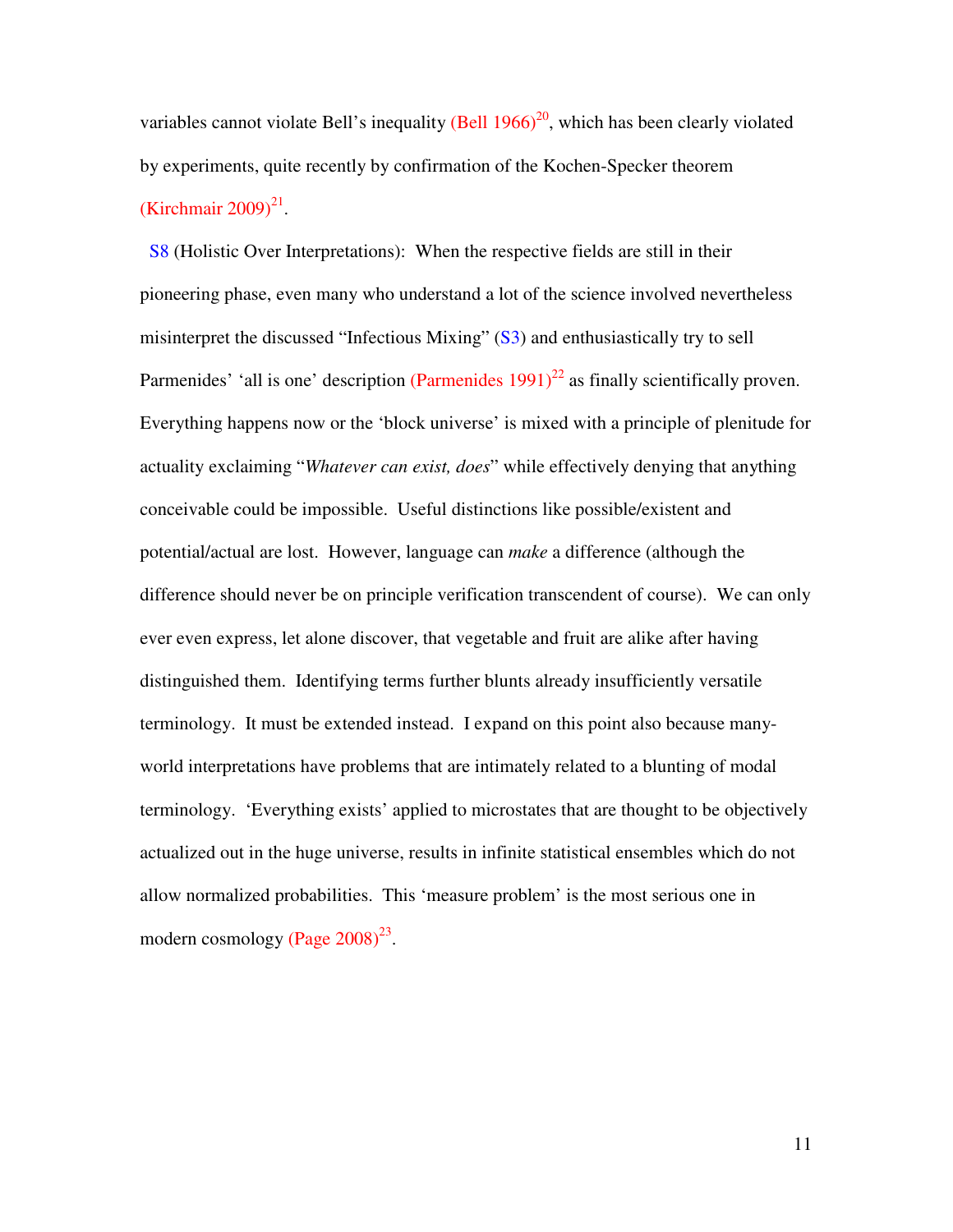variables cannot violate Bell's inequality (Bell 1966)[20], which has been clearly violated by experiments, quite recently by confirmation of the Kochen-Specker theorem (Kirchmair 2009)[21].

S8 (Holistic Over Interpretations): When the respective fields are still in their pioneering phase, even many who understand a lot of the science involved nevertheless misinterpret the discussed "Infectious Mixing" (S3) and enthusiastically try to sell Parmenides' 'all is one' description (Parmenides 1991)[22] as finally scientifically proven. Everything happens now or the 'block universe' is mixed with a principle of plenitude for actuality exclaiming "*Whatever can exist, does*" while effectively denying that anything conceivable could be impossible. Useful distinctions like possible/existent and potential/actual are lost. However, language can *make* a difference (although the difference should never be on principle verification transcendent of course). We can only ever even express, let alone discover, that vegetable and fruit are alike after having distinguished them. Identifying terms further blunts already insufficiently versatile terminology. It must be extended instead. I expand on this point also because many-world interpretations have problems that are intimately related to a blunting of modal terminology. 'Everything exists' applied to microstates that are thought to be objectively actualized out in the huge universe, results in infinite statistical ensembles which do not allow normalized probabilities. This 'measure problem' is the most serious one in modern cosmology (Page 2008)[23].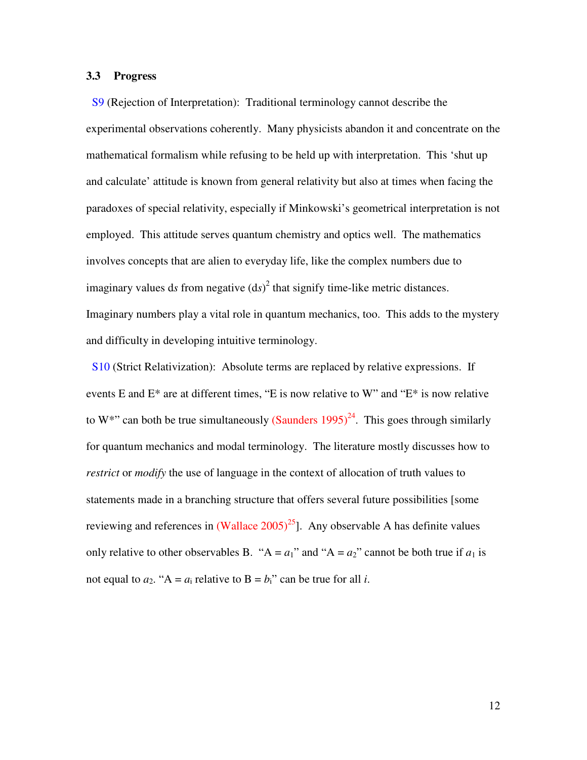### 3.3 Progress

S9 (Rejection of Interpretation): Traditional terminology cannot describe the experimental observations coherently. Many physicists abandon it and concentrate on the mathematical formalism while refusing to be held up with interpretation. This 'shut up and calculate' attitude is known from general relativity but also at times when facing the paradoxes of special relativity, especially if Minkowski's geometrical interpretation is not employed. This attitude serves quantum chemistry and optics well. The mathematics involves concepts that are alien to everyday life, like the complex numbers due to imaginary values d$s$ from negative $(\mathrm{d}s)^2$ that signify time-like metric distances. Imaginary numbers play a vital role in quantum mechanics, too. This adds to the mystery and difficulty in developing intuitive terminology.

S10 (Strict Relativization): Absolute terms are replaced by relative expressions. If events E and E* are at different times, "E is now relative to W" and "E* is now relative to W*" can both be true simultaneously (Saunders 1995)[24]. This goes through similarly for quantum mechanics and modal terminology. The literature mostly discusses how to *restrict* or *modify* the use of language in the context of allocation of truth values to statements made in a branching structure that offers several future possibilities [some reviewing and references in (Wallace 2005)[25]]. Any observable A has definite values only relative to other observables B. "A = $a_1$" and "A = $a_2$" cannot be both true if $a_1$ is not equal to $a_2$. "A = $a_i$ relative to B = $b_i$" can be true for all $i$.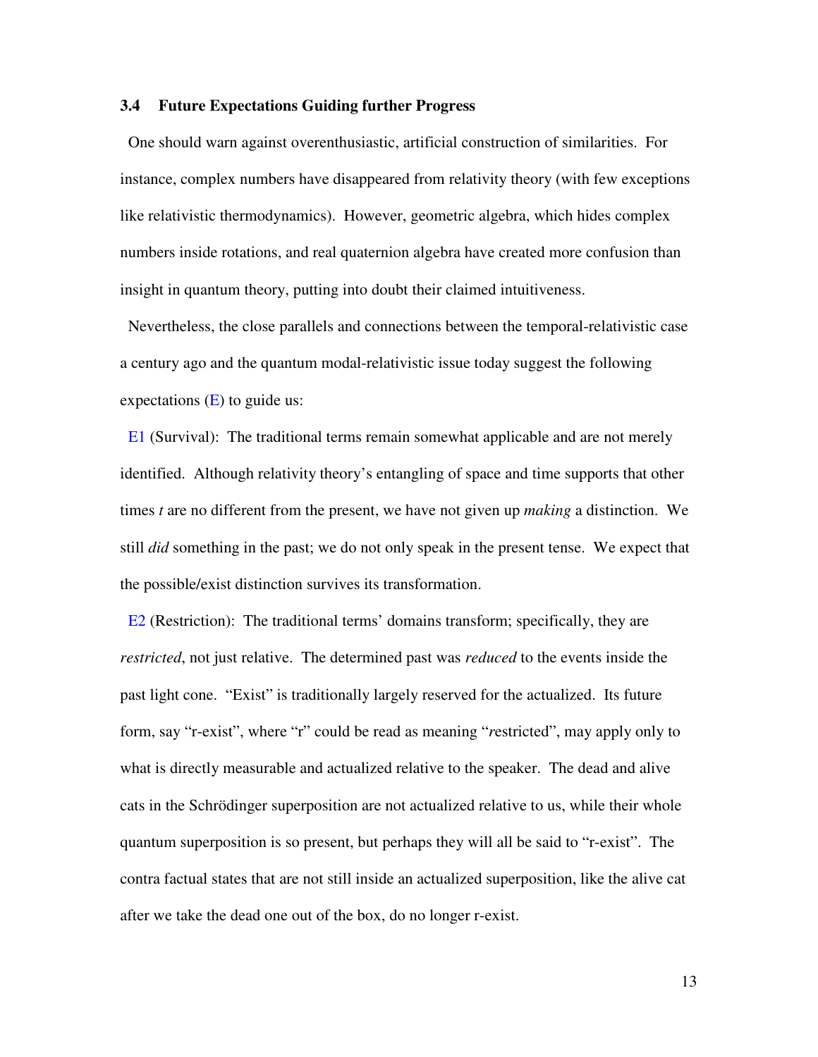### 3.4 Future Expectations Guiding further Progress

One should warn against overenthusiastic, artificial construction of similarities. For instance, complex numbers have disappeared from relativity theory (with few exceptions like relativistic thermodynamics). However, geometric algebra, which hides complex numbers inside rotations, and real quaternion algebra have created more confusion than insight in quantum theory, putting into doubt their claimed intuitiveness.

Nevertheless, the close parallels and connections between the temporal-relativistic case a century ago and the quantum modal-relativistic issue today suggest the following expectations (E) to guide us:

E1 (Survival): The traditional terms remain somewhat applicable and are not merely identified. Although relativity theory's entangling of space and time supports that other times $t$ are no different from the present, we have not given up *making* a distinction. We still *did* something in the past; we do not only speak in the present tense. We expect that the possible/exist distinction survives its transformation.

E2 (Restriction): The traditional terms' domains transform; specifically, they are *restricted*, not just relative. The determined past was *reduced* to the events inside the past light cone. "Exist" is traditionally largely reserved for the actualized. Its future form, say "r-exist", where "r" could be read as meaning "*r*estricted", may apply only to what is directly measurable and actualized relative to the speaker. The dead and alive cats in the Schrödinger superposition are not actualized relative to us, while their whole quantum superposition is so present, but perhaps they will all be said to "r-exist". The contra factual states that are not still inside an actualized superposition, like the alive cat after we take the dead one out of the box, do no longer r-exist.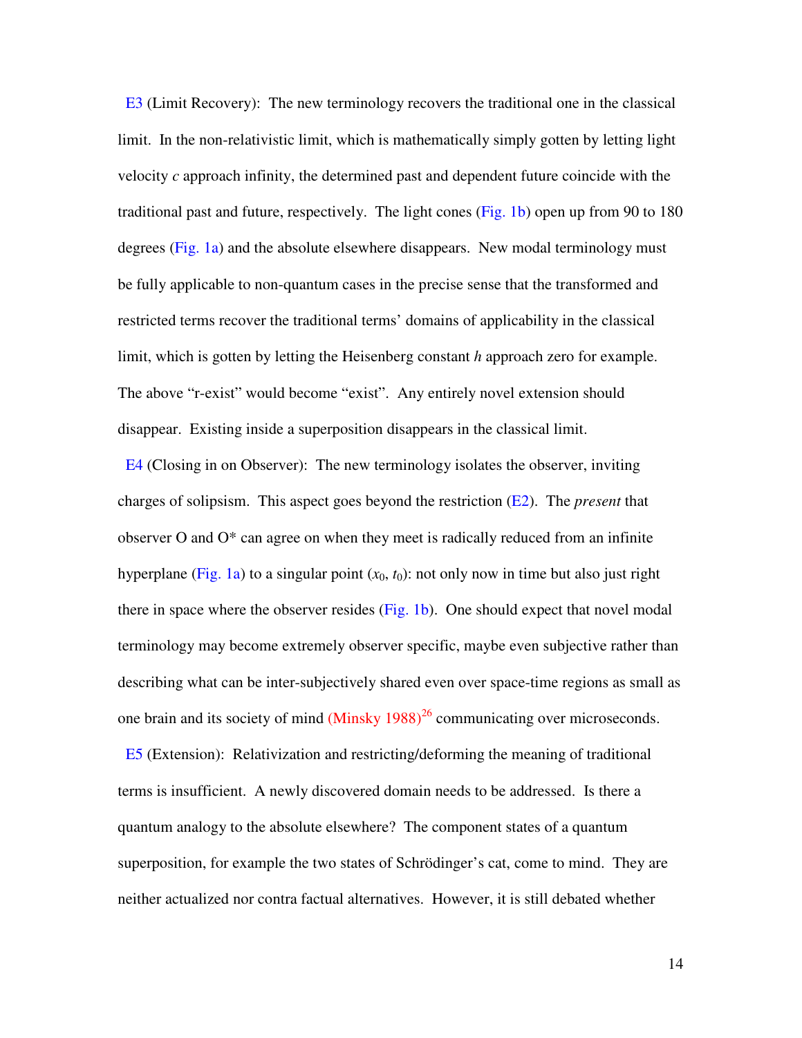E3 (Limit Recovery): The new terminology recovers the traditional one in the classical limit. In the non-relativistic limit, which is mathematically simply gotten by letting light velocity $c$ approach infinity, the determined past and dependent future coincide with the traditional past and future, respectively. The light cones (Fig. 1b) open up from 90 to 180 degrees (Fig. 1a) and the absolute elsewhere disappears. New modal terminology must be fully applicable to non-quantum cases in the precise sense that the transformed and restricted terms recover the traditional terms' domains of applicability in the classical limit, which is gotten by letting the Heisenberg constant $h$ approach zero for example. The above "r-exist" would become "exist". Any entirely novel extension should disappear. Existing inside a superposition disappears in the classical limit.

E4 (Closing in on Observer): The new terminology isolates the observer, inviting charges of solipsism. This aspect goes beyond the restriction (E2). The *present* that observer O and O* can agree on when they meet is radically reduced from an infinite hyperplane (Fig. 1a) to a singular point ($x_0$, $t_0$): not only now in time but also just right there in space where the observer resides (Fig. 1b). One should expect that novel modal terminology may become extremely observer specific, maybe even subjective rather than describing what can be inter-subjectively shared even over space-time regions as small as one brain and its society of mind (Minsky 1988)[26] communicating over microseconds.

E5 (Extension): Relativization and restricting/deforming the meaning of traditional terms is insufficient. A newly discovered domain needs to be addressed. Is there a quantum analogy to the absolute elsewhere? The component states of a quantum superposition, for example the two states of Schrödinger's cat, come to mind. They are neither actualized nor contra factual alternatives. However, it is still debated whether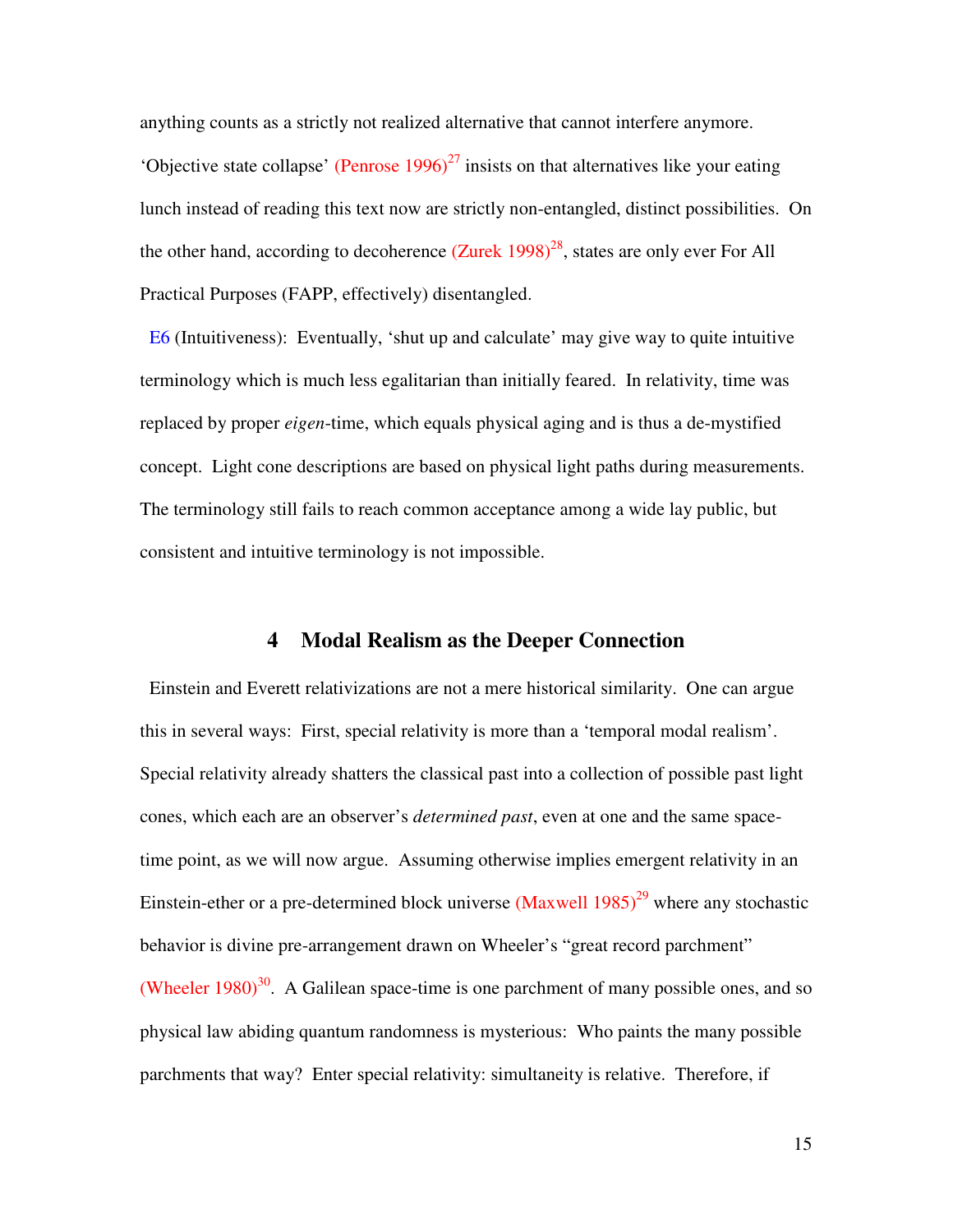anything counts as a strictly not realized alternative that cannot interfere anymore. 'Objective state collapse' (Penrose 1996)[27] insists on that alternatives like your eating lunch instead of reading this text now are strictly non-entangled, distinct possibilities. On the other hand, according to decoherence (Zurek 1998)[28], states are only ever For All Practical Purposes (FAPP, effectively) disentangled.

E6 (Intuitiveness): Eventually, 'shut up and calculate' may give way to quite intuitive terminology which is much less egalitarian than initially feared. In relativity, time was replaced by proper *eigen*-time, which equals physical aging and is thus a de-mystified concept. Light cone descriptions are based on physical light paths during measurements. The terminology still fails to reach common acceptance among a wide lay public, but consistent and intuitive terminology is not impossible.

## 4 Modal Realism as the Deeper Connection

Einstein and Everett relativizations are not a mere historical similarity. One can argue this in several ways: First, special relativity is more than a 'temporal modal realism'. Special relativity already shatters the classical past into a collection of possible past light cones, which each are an observer's *determined past*, even at one and the same space-time point, as we will now argue. Assuming otherwise implies emergent relativity in an Einstein-ether or a pre-determined block universe (Maxwell 1985)[29] where any stochastic behavior is divine pre-arrangement drawn on Wheeler's "great record parchment" (Wheeler 1980)[30]. A Galilean space-time is one parchment of many possible ones, and so physical law abiding quantum randomness is mysterious: Who paints the many possible parchments that way? Enter special relativity: simultaneity is relative. Therefore, if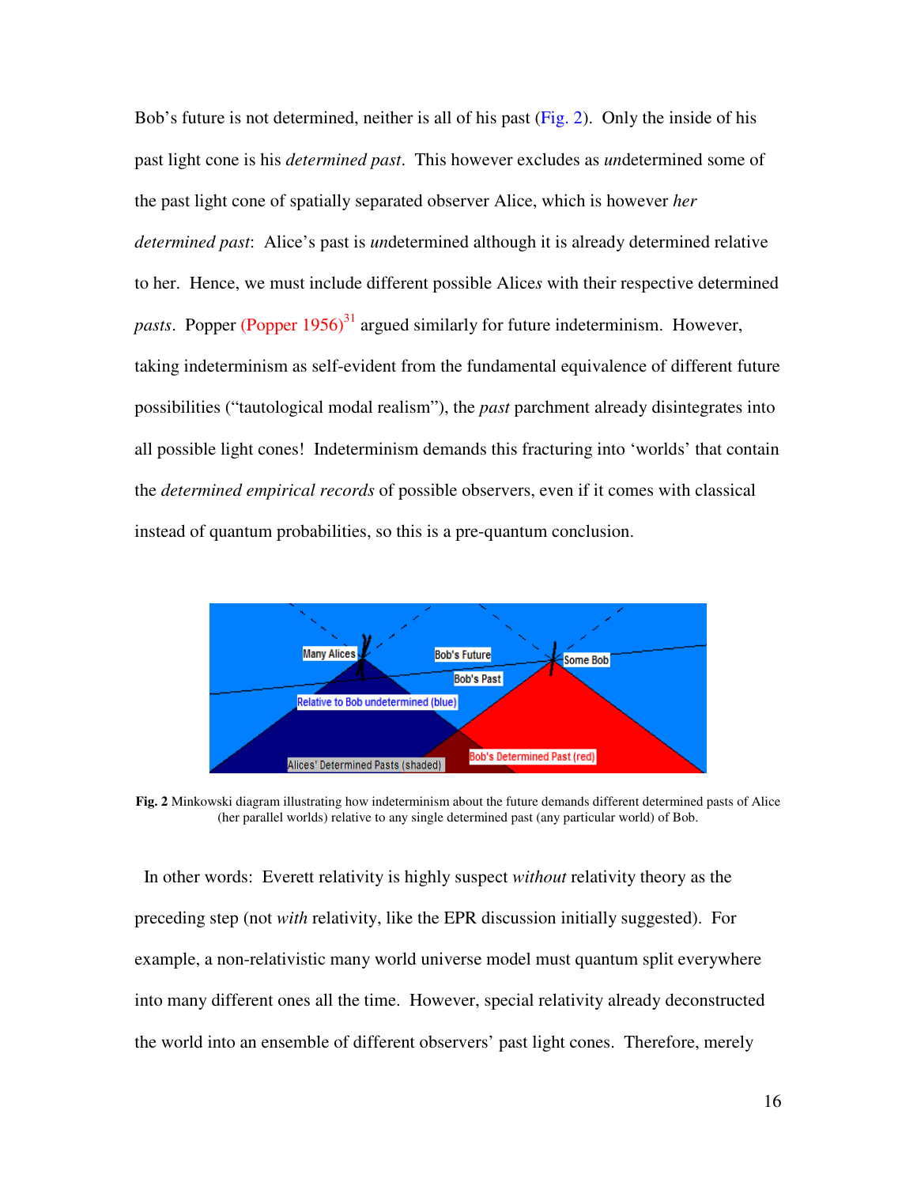Bob's future is not determined, neither is all of his past (Fig. 2). Only the inside of his past light cone is his *determined past*. This however excludes as *un*determined some of the past light cone of spatially separated observer Alice, which is however *her determined past*: Alice's past is *un*determined although it is already determined relative to her. Hence, we must include different possible Alice*s* with their respective determined *pasts*. Popper (Popper 1956)[31] argued similarly for future indeterminism. However, taking indeterminism as self-evident from the fundamental equivalence of different future possibilities ("tautological modal realism"), the *past* parchment already disintegrates into all possible light cones! Indeterminism demands this fracturing into 'worlds' that contain the *determined empirical records* of possible observers, even if it comes with classical instead of quantum probabilities, so this is a pre-quantum conclusion.

**Fig. 2** Minkowski diagram illustrating how indeterminism about the future demands different determined pasts of Alice (her parallel worlds) relative to any single determined past (any particular world) of Bob.

In other words: Everett relativity is highly suspect *without* relativity theory as the preceding step (not *with* relativity, like the EPR discussion initially suggested). For example, a non-relativistic many world universe model must quantum split everywhere into many different ones all the time. However, special relativity already deconstructed the world into an ensemble of different observers' past light cones. Therefore, merely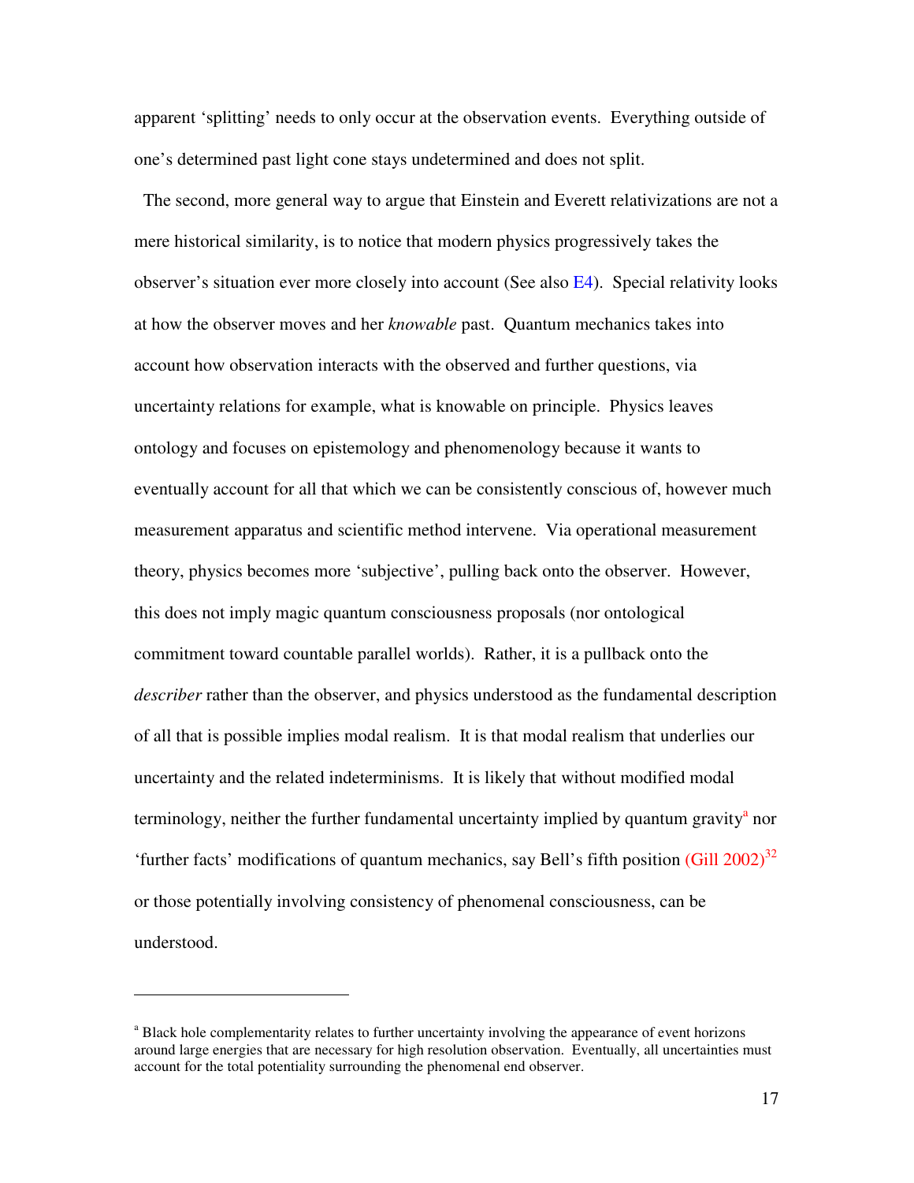apparent 'splitting' needs to only occur at the observation events. Everything outside of one's determined past light cone stays undetermined and does not split.

The second, more general way to argue that Einstein and Everett relativizations are not a mere historical similarity, is to notice that modern physics progressively takes the observer's situation ever more closely into account (See also E4). Special relativity looks at how the observer moves and her *knowable* past. Quantum mechanics takes into account how observation interacts with the observed and further questions, via uncertainty relations for example, what is knowable on principle. Physics leaves ontology and focuses on epistemology and phenomenology because it wants to eventually account for all that which we can be consistently conscious of, however much measurement apparatus and scientific method intervene. Via operational measurement theory, physics becomes more 'subjective', pulling back onto the observer. However, this does not imply magic quantum consciousness proposals (nor ontological commitment toward countable parallel worlds). Rather, it is a pullback onto the *describer* rather than the observer, and physics understood as the fundamental description of all that is possible implies modal realism. It is that modal realism that underlies our uncertainty and the related indeterminisms. It is likely that without modified modal terminology, neither the further fundamental uncertainty implied by quantum gravity[a] nor 'further facts' modifications of quantum mechanics, say Bell's fifth position (Gill 2002)[32] or those potentially involving consistency of phenomenal consciousness, can be understood.

---

[a] Black hole complementarity relates to further uncertainty involving the appearance of event horizons around large energies that are necessary for high resolution observation. Eventually, all uncertainties must account for the total potentiality surrounding the phenomenal end observer.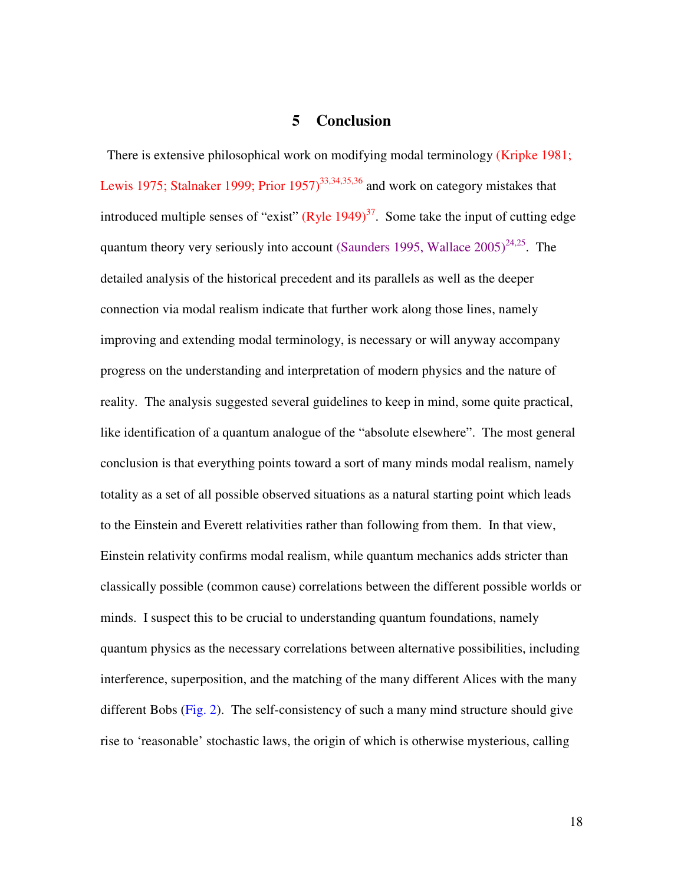## 5 Conclusion

There is extensive philosophical work on modifying modal terminology (Kripke 1981; Lewis 1975; Stalnaker 1999; Prior 1957)[33,34,35,36] and work on category mistakes that introduced multiple senses of "exist" (Ryle 1949)[37]. Some take the input of cutting edge quantum theory very seriously into account (Saunders 1995, Wallace 2005)[24,25]. The detailed analysis of the historical precedent and its parallels as well as the deeper connection via modal realism indicate that further work along those lines, namely improving and extending modal terminology, is necessary or will anyway accompany progress on the understanding and interpretation of modern physics and the nature of reality. The analysis suggested several guidelines to keep in mind, some quite practical, like identification of a quantum analogue of the "absolute elsewhere". The most general conclusion is that everything points toward a sort of many minds modal realism, namely totality as a set of all possible observed situations as a natural starting point which leads to the Einstein and Everett relativities rather than following from them. In that view, Einstein relativity confirms modal realism, while quantum mechanics adds stricter than classically possible (common cause) correlations between the different possible worlds or minds. I suspect this to be crucial to understanding quantum foundations, namely quantum physics as the necessary correlations between alternative possibilities, including interference, superposition, and the matching of the many different Alices with the many different Bobs (Fig. 2). The self-consistency of such a many mind structure should give rise to 'reasonable' stochastic laws, the origin of which is otherwise mysterious, calling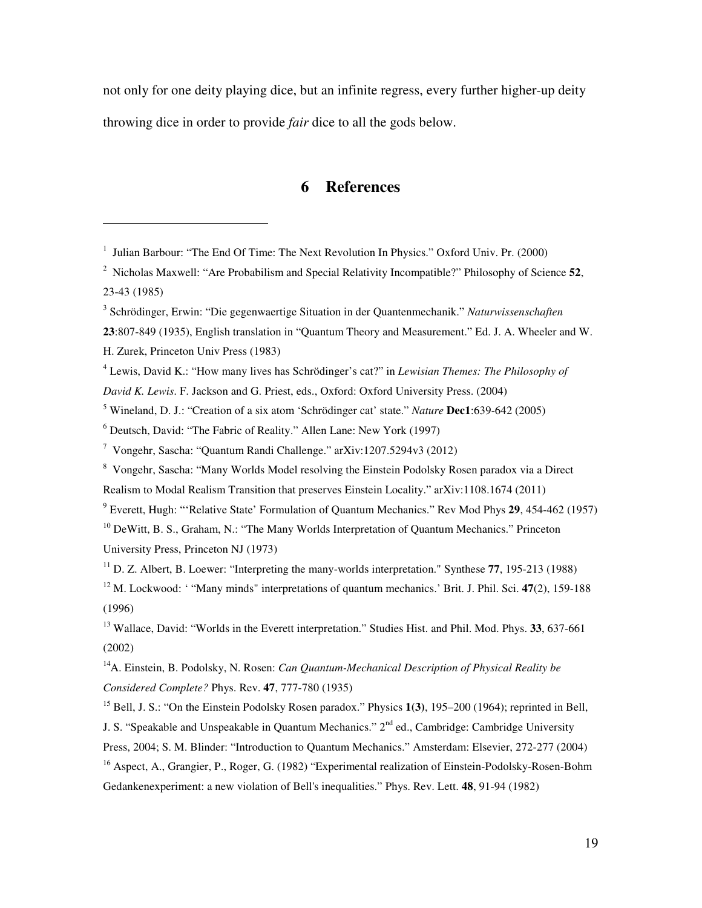not only for one deity playing dice, but an infinite regress, every further higher-up deity throwing dice in order to provide *fair* dice to all the gods below.

## 6 References

---

[1] Julian Barbour: “The End Of Time: The Next Revolution In Physics.” Oxford Univ. Pr. (2000)

[2] Nicholas Maxwell: “Are Probabilism and Special Relativity Incompatible?” Philosophy of Science **52**, 23-43 (1985)

[3] Schrödinger, Erwin: “Die gegenwaertige Situation in der Quantenmechanik.” *Naturwissenschaften* **23**:807-849 (1935), English translation in “Quantum Theory and Measurement.” Ed. J. A. Wheeler and W. H. Zurek, Princeton Univ Press (1983)

[4] Lewis, David K.: “How many lives has Schrödinger’s cat?” in *Lewisian Themes: The Philosophy of David K. Lewis*. F. Jackson and G. Priest, eds., Oxford: Oxford University Press. (2004)

[5] Wineland, D. J.: “Creation of a six atom ‘Schrödinger cat’ state.” *Nature* **Dec1**:639-642 (2005)

[6] Deutsch, David: “The Fabric of Reality.” Allen Lane: New York (1997)

[7] Vongehr, Sascha: “Quantum Randi Challenge.” arXiv:1207.5294v3 (2012)

[8] Vongehr, Sascha: “Many Worlds Model resolving the Einstein Podolsky Rosen paradox via a Direct Realism to Modal Realism Transition that preserves Einstein Locality.” arXiv:1108.1674 (2011)

[9] Everett, Hugh: “‘Relative State’ Formulation of Quantum Mechanics.” Rev Mod Phys **29**, 454-462 (1957)

[10] DeWitt, B. S., Graham, N.: “The Many Worlds Interpretation of Quantum Mechanics.” Princeton University Press, Princeton NJ (1973)

[11] D. Z. Albert, B. Loewer: “Interpreting the many-worlds interpretation." Synthese **77**, 195-213 (1988)

[12] M. Lockwood: ‘ “Many minds" interpretations of quantum mechanics.’ Brit. J. Phil. Sci. **47**(2), 159-188 (1996)

[13] Wallace, David: “Worlds in the Everett interpretation.” Studies Hist. and Phil. Mod. Phys. **33**, 637-661 (2002)

[14] A. Einstein, B. Podolsky, N. Rosen: *Can Quantum-Mechanical Description of Physical Reality be Considered Complete?* Phys. Rev. **47**, 777-780 (1935)

[15] Bell, J. S.: “On the Einstein Podolsky Rosen paradox.” Physics **1(3)**, 195–200 (1964); reprinted in Bell, J. S. “Speakable and Unspeakable in Quantum Mechanics.” 2nd ed., Cambridge: Cambridge University Press, 2004; S. M. Blinder: “Introduction to Quantum Mechanics.” Amsterdam: Elsevier, 272-277 (2004)

[16] Aspect, A., Grangier, P., Roger, G. (1982) “Experimental realization of Einstein-Podolsky-Rosen-Bohm Gedankenexperiment: a new violation of Bell's inequalities.” Phys. Rev. Lett. **48**, 91-94 (1982)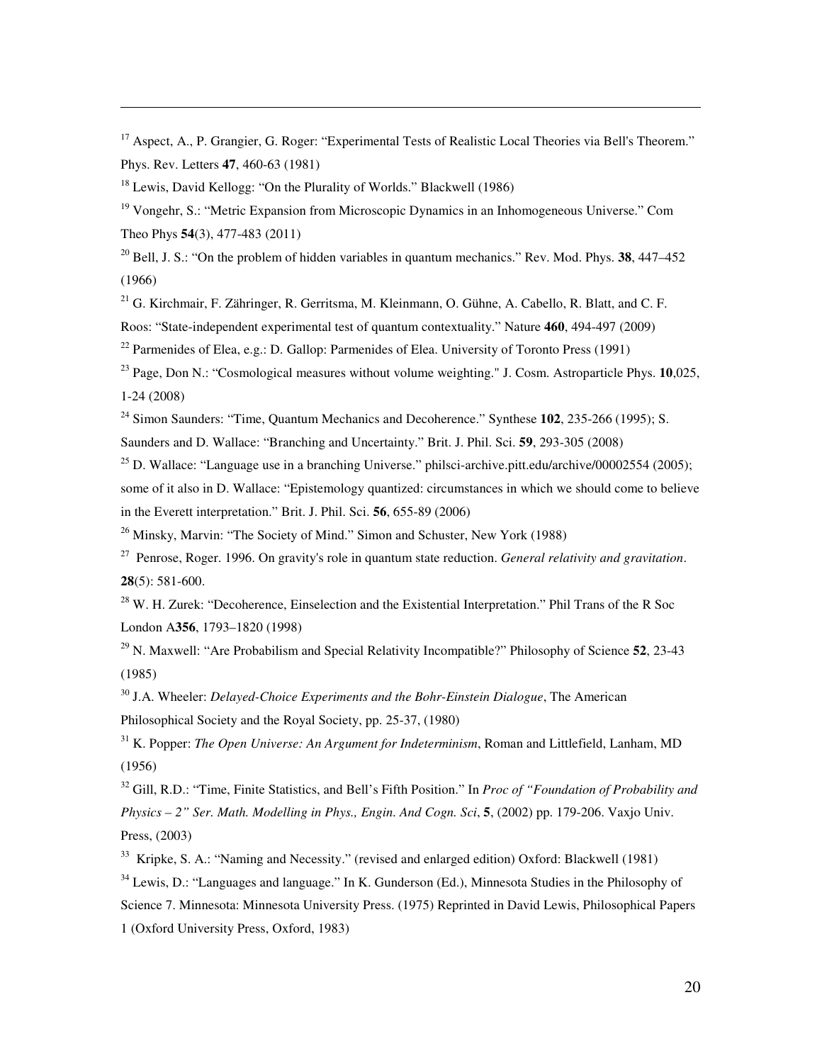[17] Aspect, A., P. Grangier, G. Roger: "Experimental Tests of Realistic Local Theories via Bell's Theorem." Phys. Rev. Letters **47**, 460-63 (1981)

[18] Lewis, David Kellogg: "On the Plurality of Worlds." Blackwell (1986)

[19] Vongehr, S.: "Metric Expansion from Microscopic Dynamics in an Inhomogeneous Universe." Com Theo Phys **54**(3), 477-483 (2011)

[20] Bell, J. S.: "On the problem of hidden variables in quantum mechanics." Rev. Mod. Phys. **38**, 447–452 (1966)

[21] G. Kirchmair, F. Zähringer, R. Gerritsma, M. Kleinmann, O. Gühne, A. Cabello, R. Blatt, and C. F. Roos: "State-independent experimental test of quantum contextuality." Nature **460**, 494-497 (2009)

[22] Parmenides of Elea, e.g.: D. Gallop: Parmenides of Elea. University of Toronto Press (1991)

[23] Page, Don N.: "Cosmological measures without volume weighting." J. Cosm. Astroparticle Phys. **10**,025, 1-24 (2008)

[24] Simon Saunders: "Time, Quantum Mechanics and Decoherence." Synthese **102**, 235-266 (1995); S. Saunders and D. Wallace: "Branching and Uncertainty." Brit. J. Phil. Sci. **59**, 293-305 (2008)

[25] D. Wallace: "Language use in a branching Universe." philsci-archive.pitt.edu/archive/00002554 (2005); some of it also in D. Wallace: "Epistemology quantized: circumstances in which we should come to believe in the Everett interpretation." Brit. J. Phil. Sci. **56**, 655-89 (2006)

[26] Minsky, Marvin: "The Society of Mind." Simon and Schuster, New York (1988)

[27] Penrose, Roger. 1996. On gravity's role in quantum state reduction. *General relativity and gravitation*. **28**(5): 581-600.

[28] W. H. Zurek: "Decoherence, Einselection and the Existential Interpretation." Phil Trans of the R Soc London A**356**, 1793–1820 (1998)

[29] N. Maxwell: "Are Probabilism and Special Relativity Incompatible?" Philosophy of Science **52**, 23-43 (1985)

[30] J.A. Wheeler: *Delayed-Choice Experiments and the Bohr-Einstein Dialogue*, The American Philosophical Society and the Royal Society, pp. 25-37, (1980)

[31] K. Popper: *The Open Universe: An Argument for Indeterminism*, Roman and Littlefield, Lanham, MD (1956)

[32] Gill, R.D.: "Time, Finite Statistics, and Bell's Fifth Position." In *Proc of "Foundation of Probability and Physics – 2" Ser. Math. Modelling in Phys., Engin. And Cogn. Sci*, **5**, (2002) pp. 179-206. Vaxjo Univ. Press, (2003)

[33] Kripke, S. A.: "Naming and Necessity." (revised and enlarged edition) Oxford: Blackwell (1981)

[34] Lewis, D.: "Languages and language." In K. Gunderson (Ed.), Minnesota Studies in the Philosophy of Science 7. Minnesota: Minnesota University Press. (1975) Reprinted in David Lewis, Philosophical Papers 1 (Oxford University Press, Oxford, 1983)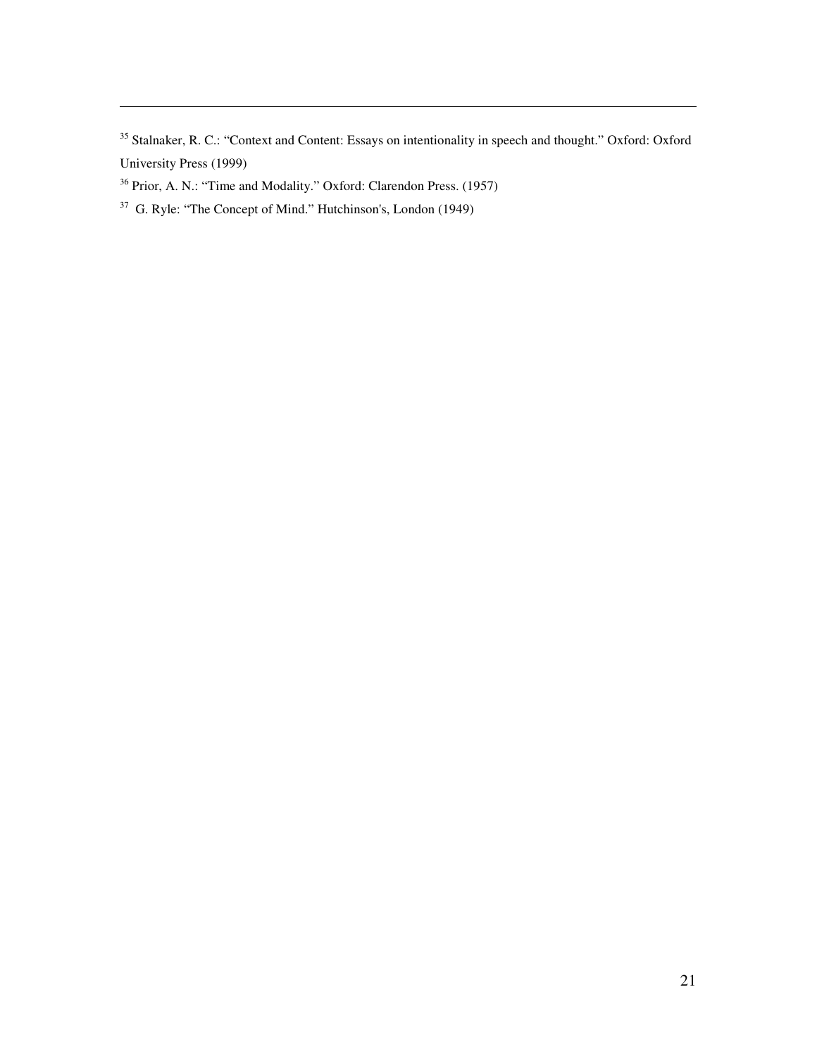[35] Stalnaker, R. C.: "Context and Content: Essays on intentionality in speech and thought." Oxford: Oxford University Press (1999)

[36] Prior, A. N.: "Time and Modality." Oxford: Clarendon Press. (1957)

[37] G. Ryle: "The Concept of Mind." Hutchinson's, London (1949)